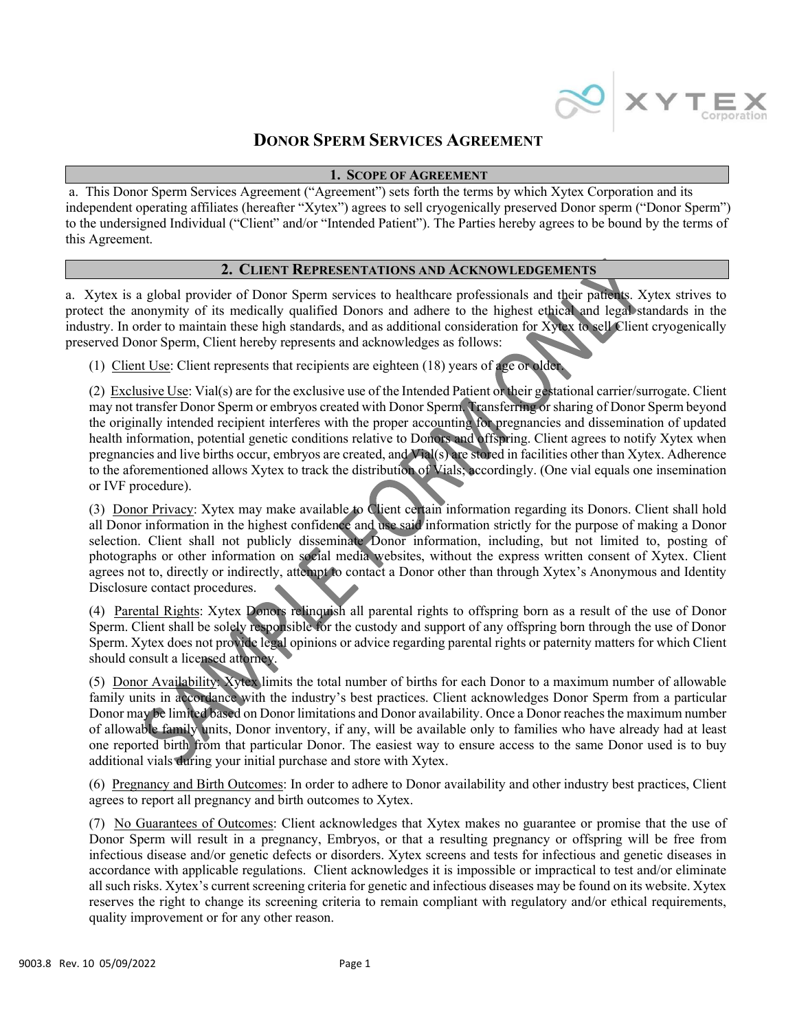# DONOR SPERM SERVICES AGREEMENT

## 1. SCOPE OF AGREEMENT

a. This Donor Sperm Services Agreement ("Agreement") sets forth the terms by which Xytex Corporation and its independent operating affiliates (hereafter "Xytex") agrees to sell cryogenically preserved Donor sperm ("Donor Sperm") to the undersigned Individual ("Client" and/or "Intended Patient"). The Parties hereby agrees to be bound by the terms of this Agreement.

## 2. CLIENT REPRESENTATIONS AND ACKNOWLEDGEMENTS

a. Xytex is a global provider of Donor Sperm services to healthcare professionals and their patients. Xytex strives to protect the anonymity of its medically qualified Donors and adhere to the highest ethical and legal standards in the industry. In order to maintain these high standards, and as additional consideration for Xytex to sell Client cryogenically preserved Donor Sperm, Client hereby represents and acknowledges as follows:

(1) Client Use: Client represents that recipients are eighteen (18) years of age or older.

(2) Exclusive Use: Vial(s) are for the exclusive use of the Intended Patient or their gestational carrier/surrogate. Client may not transfer Donor Sperm or embryos created with Donor Sperm. Transferring or sharing of Donor Sperm beyond the originally intended recipient interferes with the proper accounting for pregnancies and dissemination of updated health information, potential genetic conditions relative to Donors and offspring. Client agrees to notify Xytex when pregnancies and live births occur, embryos are created, and Vial(s) are stored in facilities other than Xytex. Adherence to the aforementioned allows Xytex to track the distribution of Vials; accordingly. (One vial equals one insemination or IVF procedure).

(3) Donor Privacy: Xytex may make available to Client certain information regarding its Donors. Client shall hold all Donor information in the highest confidence and use said information strictly for the purpose of making a Donor selection. Client shall not publicly disseminate Donor information, including, but not limited to, posting of photographs or other information on social media websites, without the express written consent of Xytex. Client agrees not to, directly or indirectly, attempt to contact a Donor other than through Xytex's Anonymous and Identity Disclosure contact procedures.

(4) Parental Rights: Xytex Donors relinquish all parental rights to offspring born as a result of the use of Donor Sperm. Client shall be solely responsible for the custody and support of any offspring born through the use of Donor Sperm. Xytex does not provide legal opinions or advice regarding parental rights or paternity matters for which Client should consult a licensed attorney.

(5) Donor Availability: Xytex limits the total number of births for each Donor to a maximum number of allowable family units in accordance with the industry's best practices. Client acknowledges Donor Sperm from a particular Donor may be limited based on Donor limitations and Donor availability. Once a Donor reaches the maximum number of allowable family units, Donor inventory, if any, will be available only to families who have already had at least one reported birth from that particular Donor. The easiest way to ensure access to the same Donor used is to buy additional vials during your initial purchase and store with Xytex.

(6) Pregnancy and Birth Outcomes: In order to adhere to Donor availability and other industry best practices, Client agrees to report all pregnancy and birth outcomes to Xytex.

(7) No Guarantees of Outcomes: Client acknowledges that Xytex makes no guarantee or promise that the use of Donor Sperm will result in a pregnancy, Embryos, or that a resulting pregnancy or offspring will be free from infectious disease and/or genetic defects or disorders. Xytex screens and tests for infectious and genetic diseases in accordance with applicable regulations. Client acknowledges it is impossible or impractical to test and/or eliminate all such risks. Xytex's current screening criteria for genetic and infectious diseases may be found on its website. Xytex reserves the right to change its screening criteria to remain compliant with regulatory and/or ethical requirements, quality improvement or for any other reason.

9003.8 Rev. 10 05/09/2022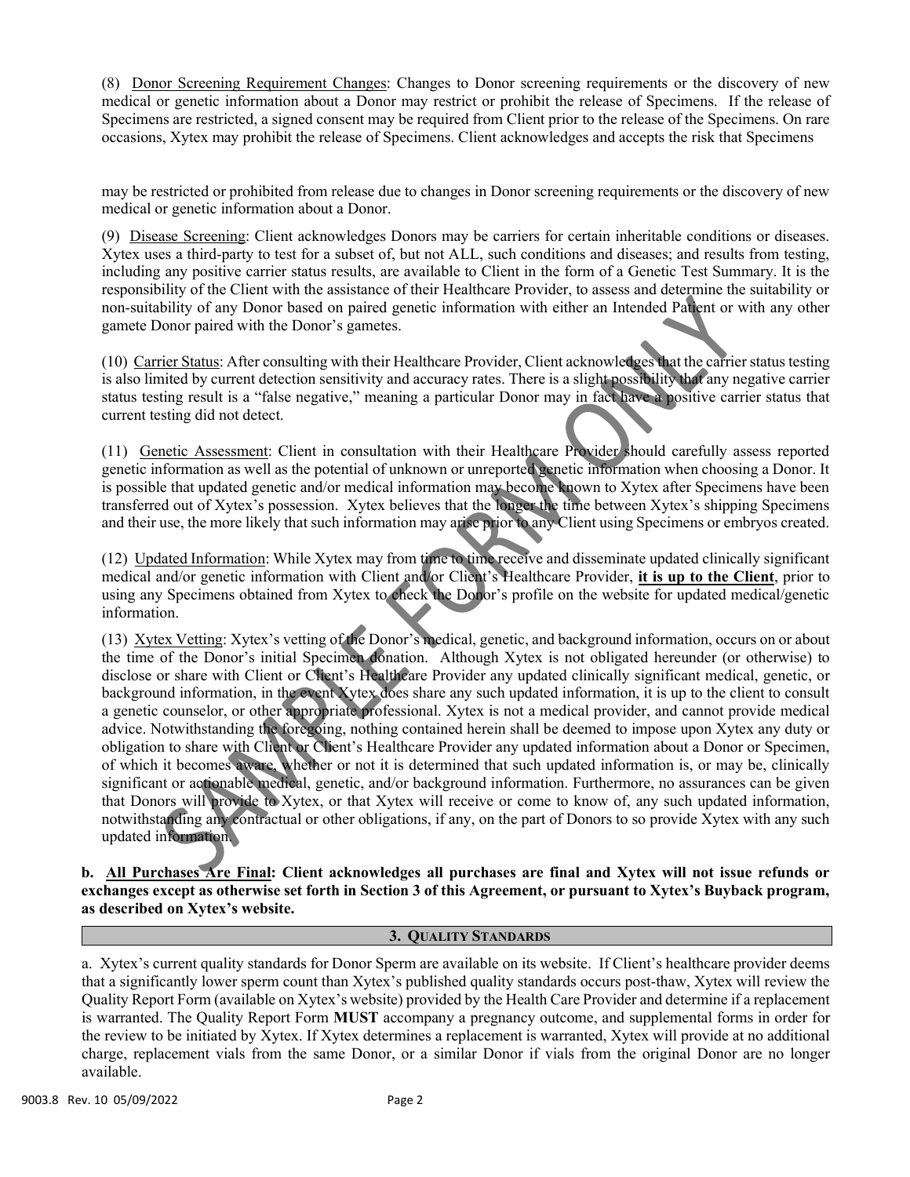(8) Donor Screening Requirement Changes: Changes to Donor screening requirements or the discovery of new medical or genetic information about a Donor may restrict or prohibit the release of Specimens. If the release of Specimens are restricted, a signed consent may be required from Client prior to the release of the Specimens. On rare occasions, Xytex may prohibit the release of Specimens. Client acknowledges and accepts the risk that Specimens may be restricted or prohibited from release due to changes in Donor screening requirements or the discovery of new medical or genetic information about a Donor.

(9) Disease Screening: Client acknowledges Donors may be carriers for certain inheritable conditions or diseases. Xytex uses a third-party to test for a subset of, but not ALL, such conditions and diseases; and results from testing, including any positive carrier status results, are available to Client in the form of a Genetic Test Summary. It is the responsibility of the Client with the assistance of their Healthcare Provider, to assess and determine the suitability or non-suitability of any Donor based on paired genetic information with either an Intended Patient or with any other gamete Donor paired with the Donor's gametes.

(10) Carrier Status: After consulting with their Healthcare Provider, Client acknowledges that the carrier status testing is also limited by current detection sensitivity and accuracy rates. There is a slight possibility that any negative carrier status testing result is a "false negative," meaning a particular Donor may in fact have a positive carrier status that current testing did not detect.

(11) Genetic Assessment: Client in consultation with their Healthcare Provider should carefully assess reported genetic information as well as the potential of unknown or unreported genetic information when choosing a Donor. It is possible that updated genetic and/or medical information may become known to Xytex after Specimens have been transferred out of Xytex's possession. Xytex believes that the longer the time between Xytex's shipping Specimens and their use, the more likely that such information may arise prior to any Client using Specimens or embryos created.

(12) Updated Information: While Xytex may from time to time receive and disseminate updated clinically significant medical and/or genetic information with Client and/or Client's Healthcare Provider, **it is up to the Client**, prior to using any Specimens obtained from Xytex to check the Donor's profile on the website for updated medical/genetic information.

(13) Xytex Vetting: Xytex's vetting of the Donor's medical, genetic, and background information, occurs on or about the time of the Donor's initial Specimen donation. Although Xytex is not obligated hereunder (or otherwise) to disclose or share with Client or Client's Healthcare Provider any updated clinically significant medical, genetic, or background information, in the event Xytex does share any such updated information, it is up to the client to consult a genetic counselor, or other appropriate professional. Xytex is not a medical provider, and cannot provide medical advice. Notwithstanding the foregoing, nothing contained herein shall be deemed to impose upon Xytex any duty or obligation to share with Client or Client's Healthcare Provider any updated information about a Donor or Specimen, of which it becomes aware, whether or not it is determined that such updated information is, or may be, clinically significant or actionable medical, genetic, and/or background information. Furthermore, no assurances can be given that Donors will provide to Xytex, or that Xytex will receive or come to know of, any such updated information, notwithstanding any contractual or other obligations, if any, on the part of Donors to so provide Xytex with any such updated information.

**b. All Purchases Are Final: Client acknowledges all purchases are final and Xytex will not issue refunds or exchanges except as otherwise set forth in Section 3 of this Agreement, or pursuant to Xytex's Buyback program, as described on Xytex's website.**

## 3. QUALITY STANDARDS

a. Xytex's current quality standards for Donor Sperm are available on its website. If Client's healthcare provider deems that a significantly lower sperm count than Xytex's published quality standards occurs post-thaw, Xytex will review the Quality Report Form (available on Xytex's website) provided by the Health Care Provider and determine if a replacement is warranted. The Quality Report Form **MUST** accompany a pregnancy outcome, and supplemental forms in order for the review to be initiated by Xytex. If Xytex determines a replacement is warranted, Xytex will provide at no additional charge, replacement vials from the same Donor, or a similar Donor if vials from the original Donor are no longer available.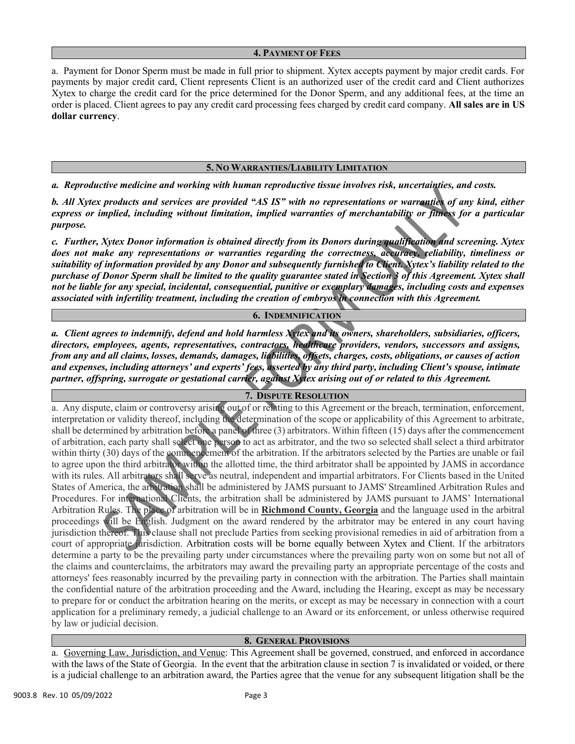## 4. Payment of Fees

a. Payment for Donor Sperm must be made in full prior to shipment. Xytex accepts payment by major credit cards. For payments by major credit card, Client represents Client is an authorized user of the credit card and Client authorizes Xytex to charge the credit card for the price determined for the Donor Sperm, and any additional fees, at the time an order is placed. Client agrees to pay any credit card processing fees charged by credit card company. **All sales are in US dollar currency**.

## 5. No Warranties/Liability Limitation

***a. Reproductive medicine and working with human reproductive tissue involves risk, uncertainties, and costs.***

***b. All Xytex products and services are provided "AS IS" with no representations or warranties of any kind, either express or implied, including without limitation, implied warranties of merchantability or fitness for a particular purpose.***

***c. Further, Xytex Donor information is obtained directly from its Donors during qualification and screening. Xytex does not make any representations or warranties regarding the correctness, accuracy, reliability, timeliness or suitability of information provided by any Donor and subsequently furnished to Client. Xytex's liability related to the purchase of Donor Sperm shall be limited to the quality guarantee stated in Section 3 of this Agreement. Xytex shall not be liable for any special, incidental, consequential, punitive or exemplary damages, including costs and expenses associated with infertility treatment, including the creation of embryos in connection with this Agreement.***

## 6. Indemnification

***a. Client agrees to indemnify, defend and hold harmless Xytex and its owners, shareholders, subsidiaries, officers, directors, employees, agents, representatives, contractors, healthcare providers, vendors, successors and assigns, from any and all claims, losses, demands, damages, liabilities, offsets, charges, costs, obligations, or causes of action and expenses, including attorneys' and experts' fees, asserted by any third party, including Client's spouse, intimate partner, offspring, surrogate or gestational carrier, against Xytex arising out of or related to this Agreement.***

## 7. Dispute Resolution

a. Any dispute, claim or controversy arising out of or relating to this Agreement or the breach, termination, enforcement, interpretation or validity thereof, including the determination of the scope or applicability of this Agreement to arbitrate, shall be determined by arbitration before a panel of three (3) arbitrators. Within fifteen (15) days after the commencement of arbitration, each party shall select one person to act as arbitrator, and the two so selected shall select a third arbitrator within thirty (30) days of the commencement of the arbitration. If the arbitrators selected by the Parties are unable or fail to agree upon the third arbitrator within the allotted time, the third arbitrator shall be appointed by JAMS in accordance with its rules. All arbitrators shall serve as neutral, independent and impartial arbitrators. For Clients based in the United States of America, the arbitration shall be administered by JAMS pursuant to JAMS' Streamlined Arbitration Rules and Procedures. For international Clients, the arbitration shall be administered by JAMS pursuant to JAMS' International Arbitration Rules. The place of arbitration will be in **Richmond County, Georgia** and the language used in the arbitral proceedings will be English. Judgment on the award rendered by the arbitrator may be entered in any court having jurisdiction thereof. This clause shall not preclude Parties from seeking provisional remedies in aid of arbitration from a court of appropriate jurisdiction. Arbitration costs will be borne equally between Xytex and Client. If the arbitrators determine a party to be the prevailing party under circumstances where the prevailing party won on some but not all of the claims and counterclaims, the arbitrators may award the prevailing party an appropriate percentage of the costs and attorneys' fees reasonably incurred by the prevailing party in connection with the arbitration. The Parties shall maintain the confidential nature of the arbitration proceeding and the Award, including the Hearing, except as may be necessary to prepare for or conduct the arbitration hearing on the merits, or except as may be necessary in connection with a court application for a preliminary remedy, a judicial challenge to an Award or its enforcement, or unless otherwise required by law or judicial decision.

## 8. General Provisions

a. Governing Law, Jurisdiction, and Venue: This Agreement shall be governed, construed, and enforced in accordance with the laws of the State of Georgia. In the event that the arbitration clause in section 7 is invalidated or voided, or there is a judicial challenge to an arbitration award, the Parties agree that the venue for any subsequent litigation shall be the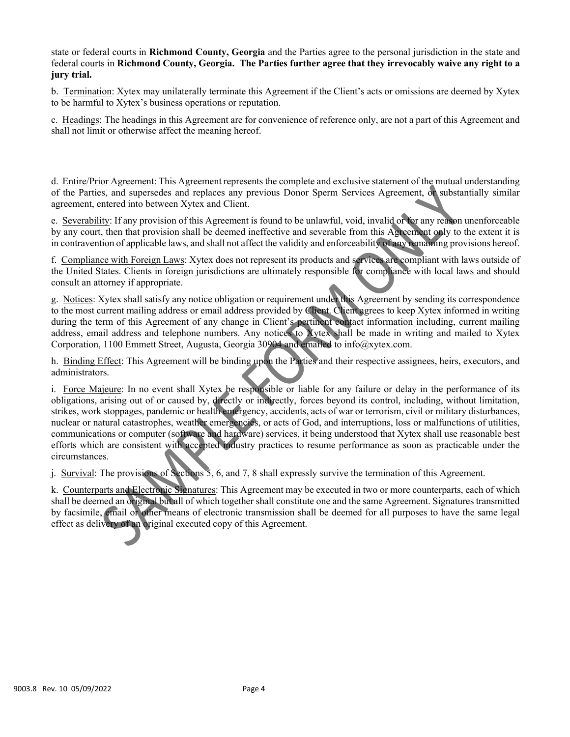state or federal courts in **Richmond County, Georgia** and the Parties agree to the personal jurisdiction in the state and federal courts in **Richmond County, Georgia. The Parties further agree that they irrevocably waive any right to a jury trial.**

b. Termination: Xytex may unilaterally terminate this Agreement if the Client's acts or omissions are deemed by Xytex to be harmful to Xytex's business operations or reputation.

c. Headings: The headings in this Agreement are for convenience of reference only, are not a part of this Agreement and shall not limit or otherwise affect the meaning hereof.

d. Entire/Prior Agreement: This Agreement represents the complete and exclusive statement of the mutual understanding of the Parties, and supersedes and replaces any previous Donor Sperm Services Agreement, or substantially similar agreement, entered into between Xytex and Client.

e. Severability: If any provision of this Agreement is found to be unlawful, void, invalid or for any reason unenforceable by any court, then that provision shall be deemed ineffective and severable from this Agreement only to the extent it is in contravention of applicable laws, and shall not affect the validity and enforceability of any remaining provisions hereof.

f. Compliance with Foreign Laws: Xytex does not represent its products and services are compliant with laws outside of the United States. Clients in foreign jurisdictions are ultimately responsible for compliance with local laws and should consult an attorney if appropriate.

g. Notices: Xytex shall satisfy any notice obligation or requirement under this Agreement by sending its correspondence to the most current mailing address or email address provided by Client. Client agrees to keep Xytex informed in writing during the term of this Agreement of any change in Client's pertinent contact information including, current mailing address, email address and telephone numbers. Any notices to Xytex shall be made in writing and mailed to Xytex Corporation, 1100 Emmett Street, Augusta, Georgia 30904 and emailed to info@xytex.com.

h. Binding Effect: This Agreement will be binding upon the Parties and their respective assignees, heirs, executors, and administrators.

i. Force Majeure: In no event shall Xytex be responsible or liable for any failure or delay in the performance of its obligations, arising out of or caused by, directly or indirectly, forces beyond its control, including, without limitation, strikes, work stoppages, pandemic or health emergency, accidents, acts of war or terrorism, civil or military disturbances, nuclear or natural catastrophes, weather emergencies, or acts of God, and interruptions, loss or malfunctions of utilities, communications or computer (software and hardware) services, it being understood that Xytex shall use reasonable best efforts which are consistent with accepted industry practices to resume performance as soon as practicable under the circumstances.

j. Survival: The provisions of Sections 5, 6, and 7, 8 shall expressly survive the termination of this Agreement.

k. Counterparts and Electronic Signatures: This Agreement may be executed in two or more counterparts, each of which shall be deemed an original but all of which together shall constitute one and the same Agreement. Signatures transmitted by facsimile, email or other means of electronic transmission shall be deemed for all purposes to have the same legal effect as delivery of an original executed copy of this Agreement.

SAMPLE FORM ONLY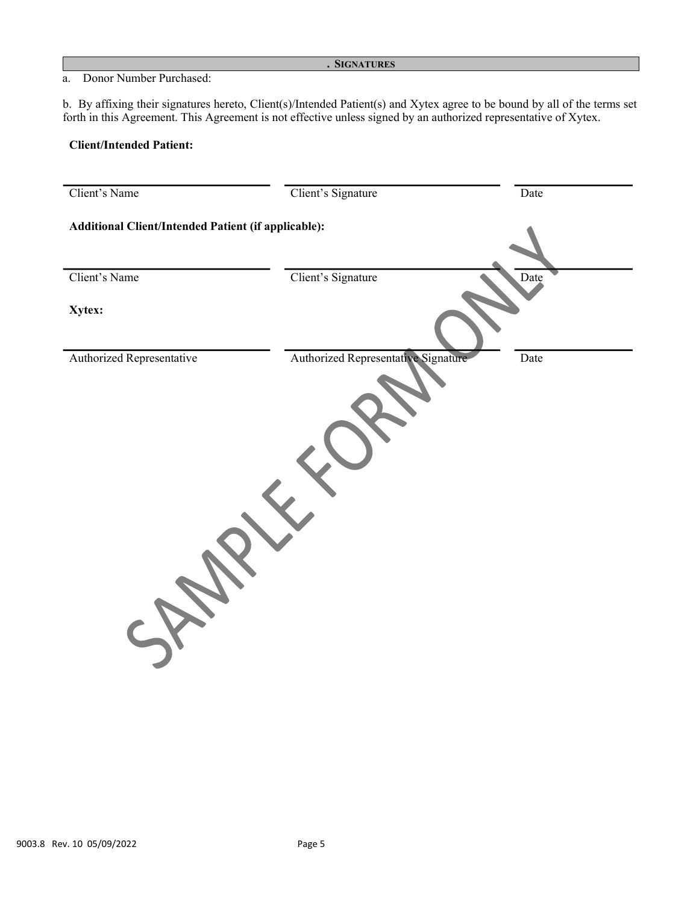## . SIGNATURES

a. Donor Number Purchased:

b. By affixing their signatures hereto, Client(s)/Intended Patient(s) and Xytex agree to be bound by all of the terms set forth in this Agreement. This Agreement is not effective unless signed by an authorized representative of Xytex.

**Client/Intended Patient:**

| | | |
|---|---|---|
| Client's Name | Client's Signature | Date |

**Additional Client/Intended Patient (if applicable):**

| | | |
|---|---|---|
| Client's Name | Client's Signature | Date |

**Xytex:**

| | | |
|---|---|---|
| Authorized Representative | Authorized Representative Signature | Date |

SAMPLE FORM ONLY

9003.8 Rev. 10 05/09/2022